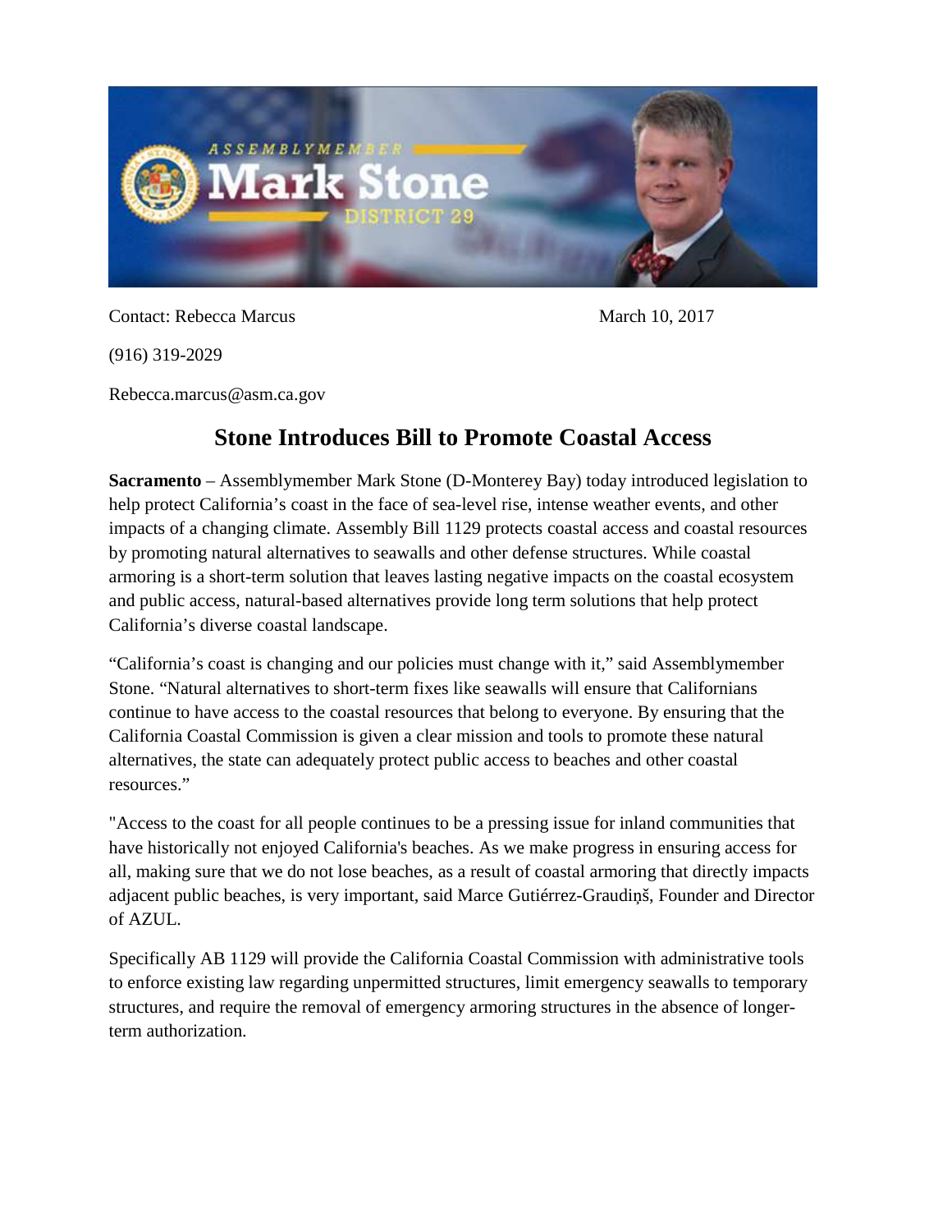Contact: Rebecca Marcus

March 10, 2017

(916) 319-2029

Rebecca.marcus@asm.ca.gov

# Stone Introduces Bill to Promote Coastal Access

**Sacramento** – Assemblymember Mark Stone (D-Monterey Bay) today introduced legislation to help protect California's coast in the face of sea-level rise, intense weather events, and other impacts of a changing climate. Assembly Bill 1129 protects coastal access and coastal resources by promoting natural alternatives to seawalls and other defense structures. While coastal armoring is a short-term solution that leaves lasting negative impacts on the coastal ecosystem and public access, natural-based alternatives provide long term solutions that help protect California's diverse coastal landscape.

"California's coast is changing and our policies must change with it," said Assemblymember Stone. "Natural alternatives to short-term fixes like seawalls will ensure that Californians continue to have access to the coastal resources that belong to everyone. By ensuring that the California Coastal Commission is given a clear mission and tools to promote these natural alternatives, the state can adequately protect public access to beaches and other coastal resources."

"Access to the coast for all people continues to be a pressing issue for inland communities that have historically not enjoyed California's beaches. As we make progress in ensuring access for all, making sure that we do not lose beaches, as a result of coastal armoring that directly impacts adjacent public beaches, is very important, said Marce Gutiérrez-Graudiņš, Founder and Director of AZUL.

Specifically AB 1129 will provide the California Coastal Commission with administrative tools to enforce existing law regarding unpermitted structures, limit emergency seawalls to temporary structures, and require the removal of emergency armoring structures in the absence of longer-term authorization.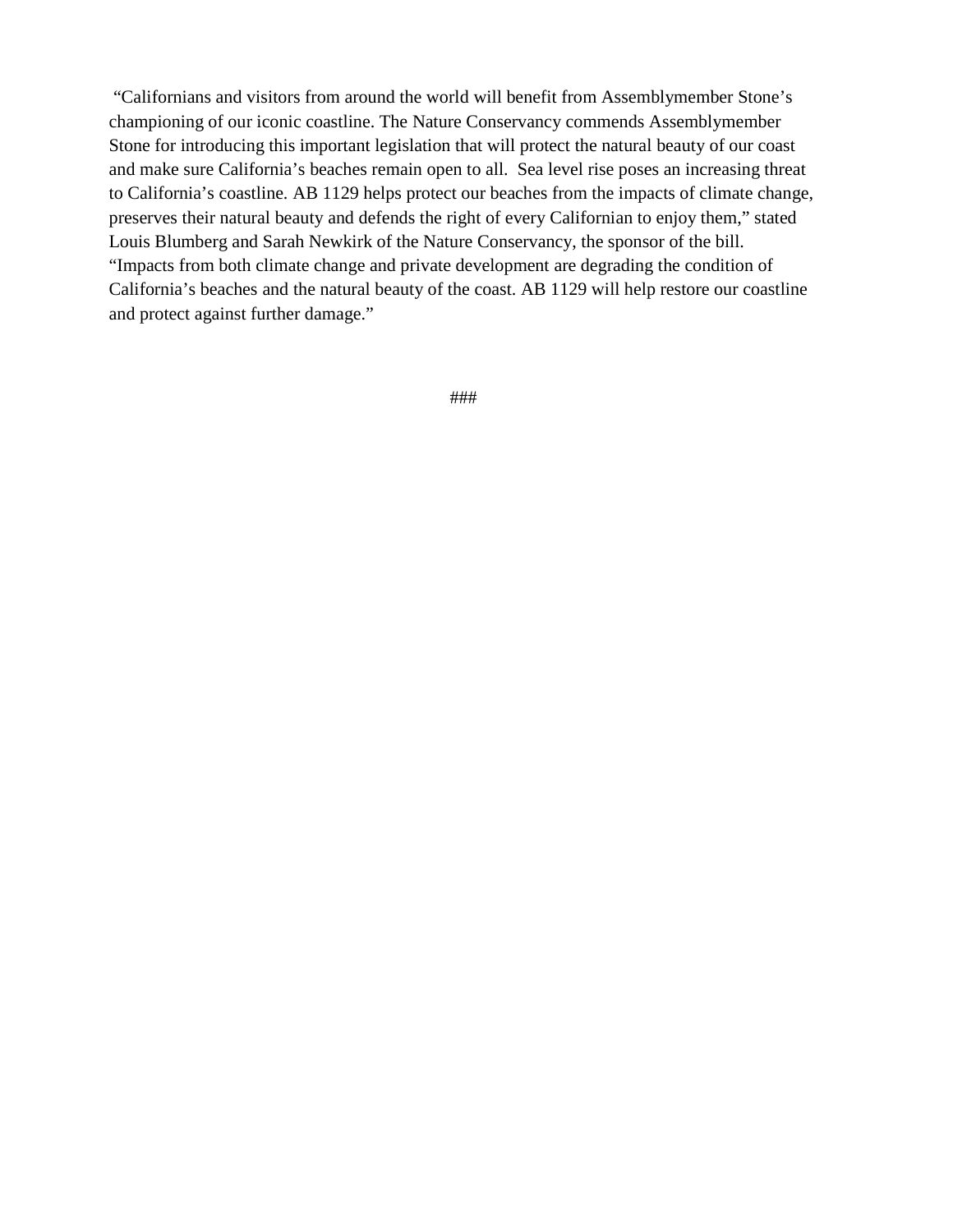"Californians and visitors from around the world will benefit from Assemblymember Stone's championing of our iconic coastline. The Nature Conservancy commends Assemblymember Stone for introducing this important legislation that will protect the natural beauty of our coast and make sure California's beaches remain open to all. Sea level rise poses an increasing threat to California's coastline. AB 1129 helps protect our beaches from the impacts of climate change, preserves their natural beauty and defends the right of every Californian to enjoy them," stated Louis Blumberg and Sarah Newkirk of the Nature Conservancy, the sponsor of the bill. "Impacts from both climate change and private development are degrading the condition of California's beaches and the natural beauty of the coast. AB 1129 will help restore our coastline and protect against further damage."

###